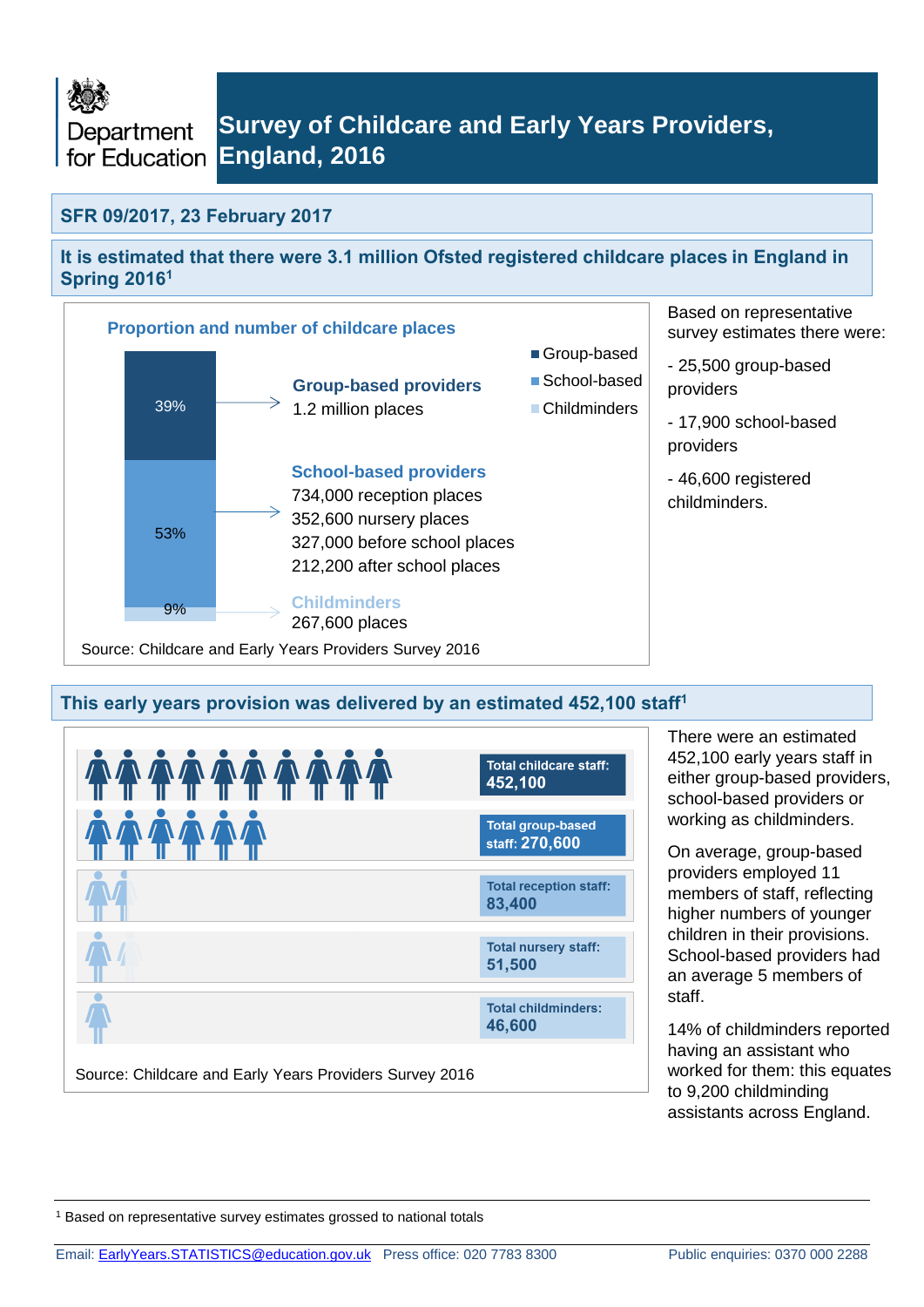Department for Education

# Survey of Childcare and Early Years Providers, England, 2016

## SFR 09/2017, 23 February 2017

## It is estimated that there were 3.1 million Ofsted registered childcare places in England in Spring 2016[1]

### Proportion and number of childcare places

- Group-based
- School-based
- Childminders

**Group-based providers** (39%)
1.2 million places

**School-based providers** (53%)
734,000 reception places
352,600 nursery places
327,000 before school places
212,200 after school places

**Childminders** (9%)
267,600 places

Source: Childcare and Early Years Providers Survey 2016

Based on representative survey estimates there were:

- 25,500 group-based providers
- 17,900 school-based providers
- 46,600 registered childminders.

## This early years provision was delivered by an estimated 452,100 staff[1]

**Total childcare staff:** 452,100

**Total group-based staff:** 270,600

**Total reception staff:** 83,400

**Total nursery staff:** 51,500

**Total childminders:** 46,600

Source: Childcare and Early Years Providers Survey 2016

There were an estimated 452,100 early years staff in either group-based providers, school-based providers or working as childminders.

On average, group-based providers employed 11 members of staff, reflecting higher numbers of younger children in their provisions. School-based providers had an average 5 members of staff.

14% of childminders reported having an assistant who worked for them: this equates to 9,200 childminding assistants across England.

[1] Based on representative survey estimates grossed to national totals

Email: EarlyYears.STATISTICS@education.gov.uk Press office: 020 7783 8300 Public enquiries: 0370 000 2288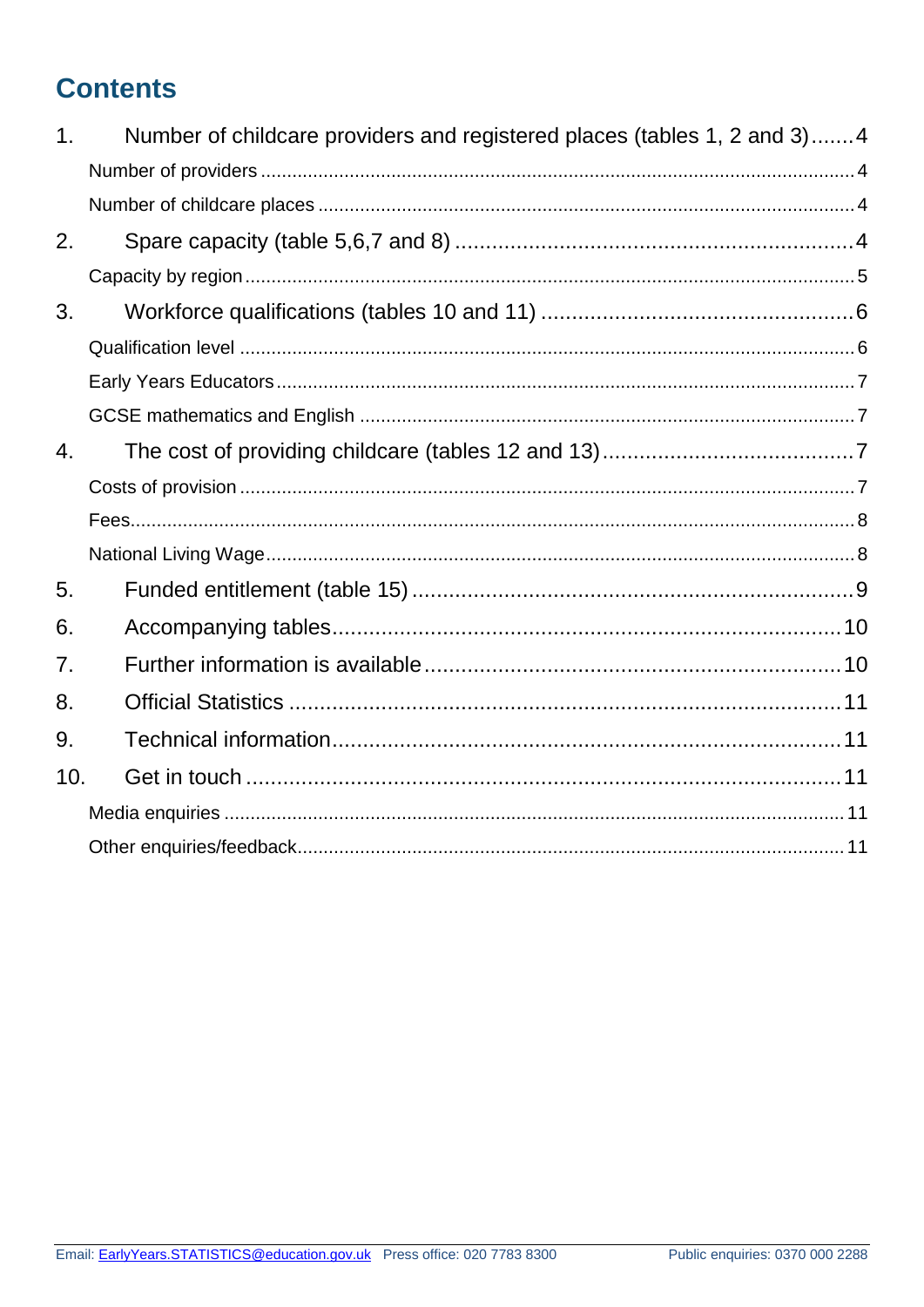# Contents

1. Number of childcare providers and registered places (tables 1, 2 and 3) ....... 4
    - Number of providers ....... 4
    - Number of childcare places ....... 4
2. Spare capacity (table 5,6,7 and 8) ....... 4
    - Capacity by region ....... 5
3. Workforce qualifications (tables 10 and 11) ....... 6
    - Qualification level ....... 6
    - Early Years Educators ....... 7
    - GCSE mathematics and English ....... 7
4. The cost of providing childcare (tables 12 and 13) ....... 7
    - Costs of provision ....... 7
    - Fees ....... 8
    - National Living Wage ....... 8
5. Funded entitlement (table 15) ....... 9
6. Accompanying tables ....... 10
7. Further information is available ....... 10
8. Official Statistics ....... 11
9. Technical information ....... 11
10. Get in touch ....... 11
    - Media enquiries ....... 11
    - Other enquiries/feedback ....... 11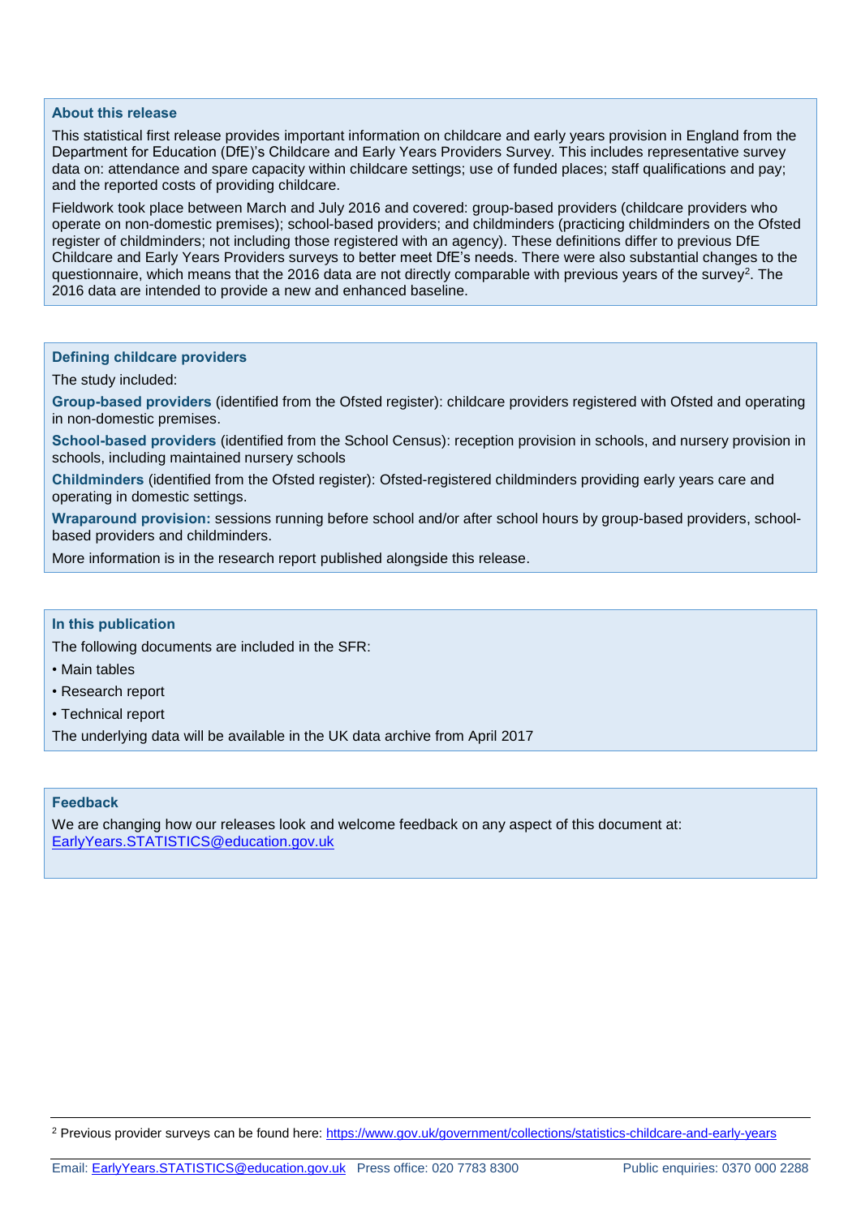### About this release

This statistical first release provides important information on childcare and early years provision in England from the Department for Education (DfE)'s Childcare and Early Years Providers Survey. This includes representative survey data on: attendance and spare capacity within childcare settings; use of funded places; staff qualifications and pay; and the reported costs of providing childcare.

Fieldwork took place between March and July 2016 and covered: group-based providers (childcare providers who operate on non-domestic premises); school-based providers; and childminders (practicing childminders on the Ofsted register of childminders; not including those registered with an agency). These definitions differ to previous DfE Childcare and Early Years Providers surveys to better meet DfE's needs. There were also substantial changes to the questionnaire, which means that the 2016 data are not directly comparable with previous years of the survey[2]. The 2016 data are intended to provide a new and enhanced baseline.

### Defining childcare providers

The study included:

**Group-based providers** (identified from the Ofsted register): childcare providers registered with Ofsted and operating in non-domestic premises.

**School-based providers** (identified from the School Census): reception provision in schools, and nursery provision in schools, including maintained nursery schools

**Childminders** (identified from the Ofsted register): Ofsted-registered childminders providing early years care and operating in domestic settings.

**Wraparound provision:** sessions running before school and/or after school hours by group-based providers, school-based providers and childminders.

More information is in the research report published alongside this release.

### In this publication

The following documents are included in the SFR:

- Main tables
- Research report
- Technical report

The underlying data will be available in the UK data archive from April 2017

### Feedback

We are changing how our releases look and welcome feedback on any aspect of this document at: EarlyYears.STATISTICS@education.gov.uk

[2] Previous provider surveys can be found here: https://www.gov.uk/government/collections/statistics-childcare-and-early-years

Email: EarlyYears.STATISTICS@education.gov.uk Press office: 020 7783 8300 Public enquiries: 0370 000 2288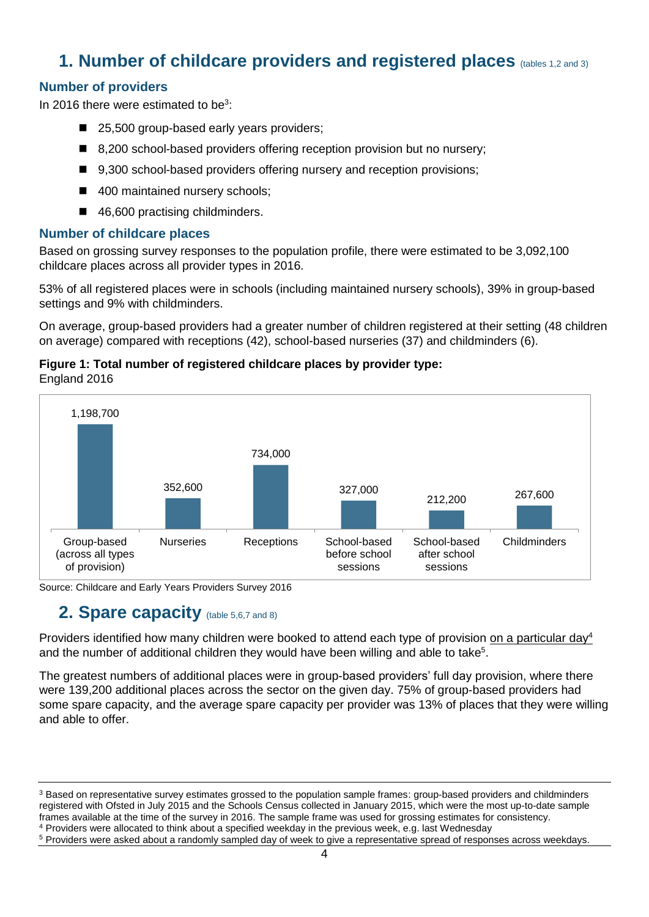## 1. Number of childcare providers and registered places (tables 1,2 and 3)

### Number of providers

In 2016 there were estimated to be[3]:

- 25,500 group-based early years providers;
- 8,200 school-based providers offering reception provision but no nursery;
- 9,300 school-based providers offering nursery and reception provisions;
- 400 maintained nursery schools;
- 46,600 practising childminders.

### Number of childcare places

Based on grossing survey responses to the population profile, there were estimated to be 3,092,100 childcare places across all provider types in 2016.

53% of all registered places were in schools (including maintained nursery schools), 39% in group-based settings and 9% with childminders.

On average, group-based providers had a greater number of children registered at their setting (48 children on average) compared with receptions (42), school-based nurseries (37) and childminders (6).

**Figure 1: Total number of registered childcare places by provider type:**
England 2016

| Provider type | Registered places |
| --- | --- |
| Group-based (across all types of provision) | 1,198,700 |
| Nurseries | 352,600 |
| Receptions | 734,000 |
| School-based before school sessions | 327,000 |
| School-based after school sessions | 212,200 |
| Childminders | 267,600 |

Source: Childcare and Early Years Providers Survey 2016

## 2. Spare capacity (table 5,6,7 and 8)

Providers identified how many children were booked to attend each type of provision on a particular day[4] and the number of additional children they would have been willing and able to take[5].

The greatest numbers of additional places were in group-based providers' full day provision, where there were 139,200 additional places across the sector on the given day. 75% of group-based providers had some spare capacity, and the average spare capacity per provider was 13% of places that they were willing and able to offer.

---

[3] Based on representative survey estimates grossed to the population sample frames: group-based providers and childminders registered with Ofsted in July 2015 and the Schools Census collected in January 2015, which were the most up-to-date sample frames available at the time of the survey in 2016. The sample frame was used for grossing estimates for consistency.
[4] Providers were allocated to think about a specified weekday in the previous week, e.g. last Wednesday
[5] Providers were asked about a randomly sampled day of week to give a representative spread of responses across weekdays.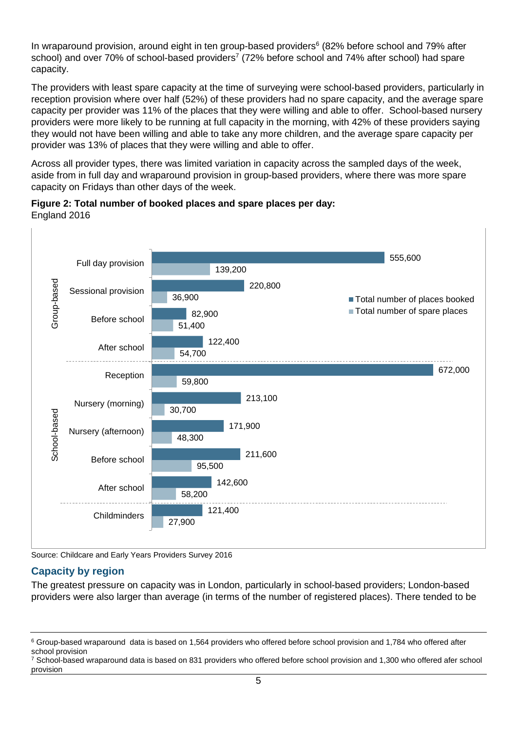In wraparound provision, around eight in ten group-based providers[6] (82% before school and 79% after school) and over 70% of school-based providers[7] (72% before school and 74% after school) had spare capacity.

The providers with least spare capacity at the time of surveying were school-based providers, particularly in reception provision where over half (52%) of these providers had no spare capacity, and the average spare capacity per provider was 11% of the places that they were willing and able to offer. School-based nursery providers were more likely to be running at full capacity in the morning, with 42% of these providers saying they would not have been willing and able to take any more children, and the average spare capacity per provider was 13% of places that they were willing and able to offer.

Across all provider types, there was limited variation in capacity across the sampled days of the week, aside from in full day and wraparound provision in group-based providers, where there was more spare capacity on Fridays than other days of the week.

**Figure 2: Total number of booked places and spare places per day:**
England 2016

| | Provision | Total number of places booked | Total number of spare places |
|---|---|---|---|
| Group-based | Full day provision | 555,600 | 139,200 |
| | Sessional provision | 220,800 | 36,900 |
| | Before school | 82,900 | 51,400 |
| | After school | 122,400 | 54,700 |
| School-based | Reception | 672,000 | 59,800 |
| | Nursery (morning) | 213,100 | 30,700 |
| | Nursery (afternoon) | 171,900 | 48,300 |
| | Before school | 211,600 | 95,500 |
| | After school | 142,600 | 58,200 |
| | Childminders | 121,400 | 27,900 |

Source: Childcare and Early Years Providers Survey 2016

## Capacity by region

The greatest pressure on capacity was in London, particularly in school-based providers; London-based providers were also larger than average (in terms of the number of registered places). There tended to be

[6] Group-based wraparound data is based on 1,564 providers who offered before school provision and 1,784 who offered after school provision

[7] School-based wraparound data is based on 831 providers who offered before school provision and 1,300 who offered afer school provision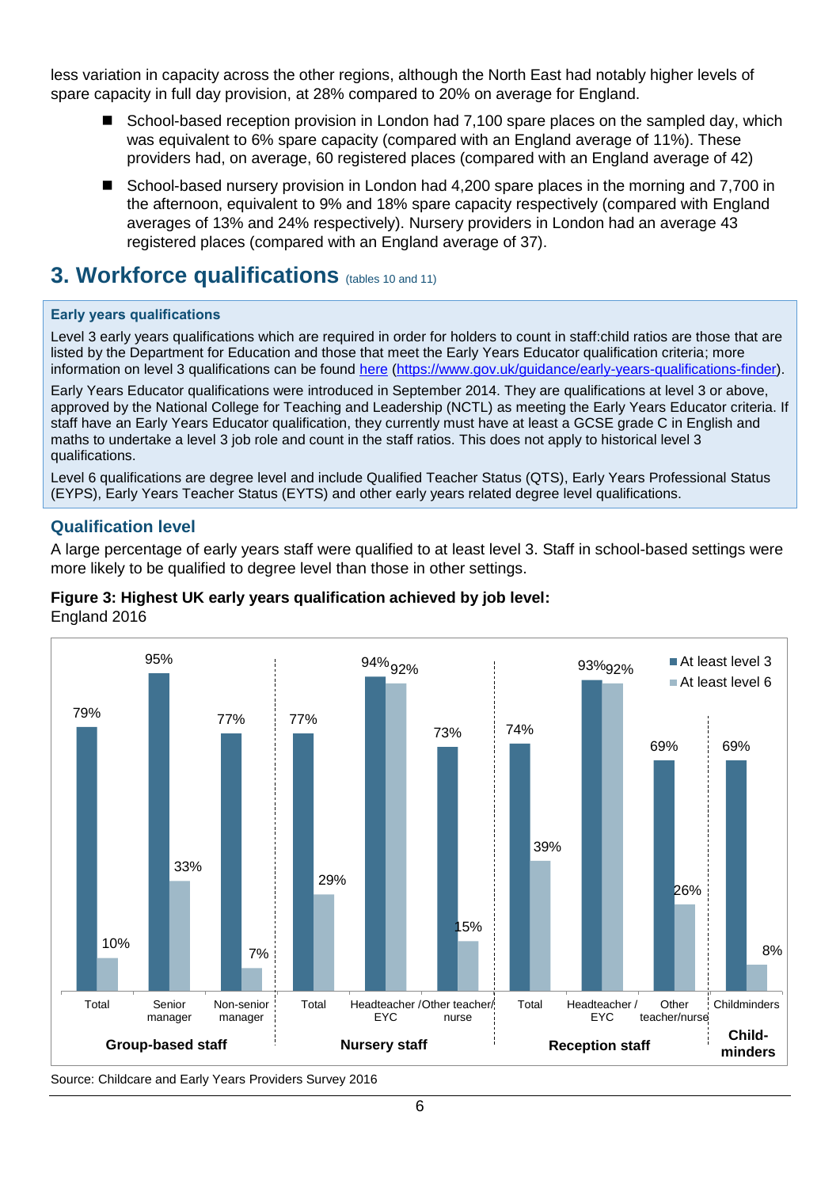less variation in capacity across the other regions, although the North East had notably higher levels of spare capacity in full day provision, at 28% compared to 20% on average for England.

- School-based reception provision in London had 7,100 spare places on the sampled day, which was equivalent to 6% spare capacity (compared with an England average of 11%). These providers had, on average, 60 registered places (compared with an England average of 42)
- School-based nursery provision in London had 4,200 spare places in the morning and 7,700 in the afternoon, equivalent to 9% and 18% spare capacity respectively (compared with England averages of 13% and 24% respectively). Nursery providers in London had an average 43 registered places (compared with an England average of 37).

## 3. Workforce qualifications (tables 10 and 11)

**Early years qualifications**

Level 3 early years qualifications which are required in order for holders to count in staff:child ratios are those that are listed by the Department for Education and those that meet the Early Years Educator qualification criteria; more information on level 3 qualifications can be found here (https://www.gov.uk/guidance/early-years-qualifications-finder).

Early Years Educator qualifications were introduced in September 2014. They are qualifications at level 3 or above, approved by the National College for Teaching and Leadership (NCTL) as meeting the Early Years Educator criteria. If staff have an Early Years Educator qualification, they currently must have at least a GCSE grade C in English and maths to undertake a level 3 job role and count in the staff ratios. This does not apply to historical level 3 qualifications.

Level 6 qualifications are degree level and include Qualified Teacher Status (QTS), Early Years Professional Status (EYPS), Early Years Teacher Status (EYTS) and other early years related degree level qualifications.

### Qualification level

A large percentage of early years staff were qualified to at least level 3. Staff in school-based settings were more likely to be qualified to degree level than those in other settings.

**Figure 3: Highest UK early years qualification achieved by job level:** England 2016

| Group | Job level | At least level 3 | At least level 6 |
|---|---|---|---|
| Group-based staff | Total | 79% | 10% |
| Group-based staff | Senior manager | 95% | 33% |
| Group-based staff | Non-senior manager | 77% | 7% |
| Nursery staff | Total | 77% | 29% |
| Nursery staff | Headteacher / EYC | 94% | 92% |
| Nursery staff | Other teacher/ nurse | 73% | 15% |
| Reception staff | Total | 74% | 39% |
| Reception staff | Headteacher / EYC | 93% | 92% |
| Reception staff | Other teacher/nurse | 69% | 26% |
| Child-minders | Childminders | 69% | 8% |

Source: Childcare and Early Years Providers Survey 2016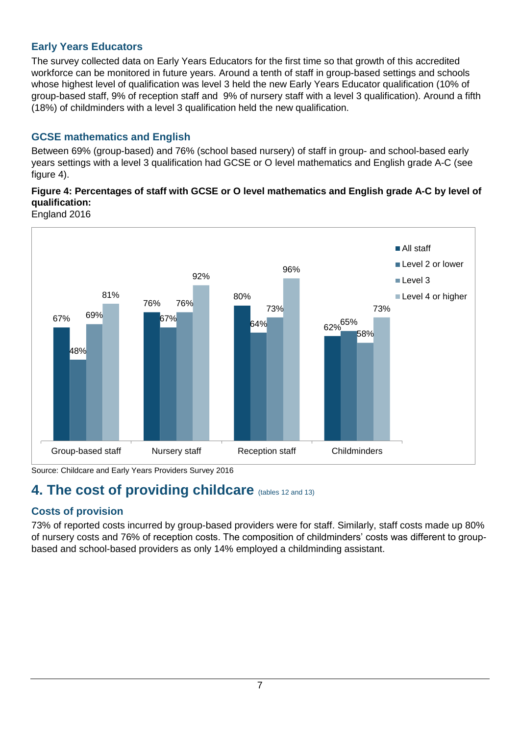### Early Years Educators

The survey collected data on Early Years Educators for the first time so that growth of this accredited workforce can be monitored in future years. Around a tenth of staff in group-based settings and schools whose highest level of qualification was level 3 held the new Early Years Educator qualification (10% of group-based staff, 9% of reception staff and 9% of nursery staff with a level 3 qualification). Around a fifth (18%) of childminders with a level 3 qualification held the new qualification.

### GCSE mathematics and English

Between 69% (group-based) and 76% (school based nursery) of staff in group- and school-based early years settings with a level 3 qualification had GCSE or O level mathematics and English grade A-C (see figure 4).

**Figure 4: Percentages of staff with GCSE or O level mathematics and English grade A-C by level of qualification:**
England 2016

| | All staff | Level 2 or lower | Level 3 | Level 4 or higher |
|---|---|---|---|---|
| Group-based staff | 67% | 48% | 69% | 81% |
| Nursery staff | 76% | 67% | 76% | 92% |
| Reception staff | 80% | 64% | 73% | 96% |
| Childminders | 62% | 65% | 58% | 73% |

Source: Childcare and Early Years Providers Survey 2016

## 4. The cost of providing childcare (tables 12 and 13)

### Costs of provision

73% of reported costs incurred by group-based providers were for staff. Similarly, staff costs made up 80% of nursery costs and 76% of reception costs. The composition of childminders' costs was different to group-based and school-based providers as only 14% employed a childminding assistant.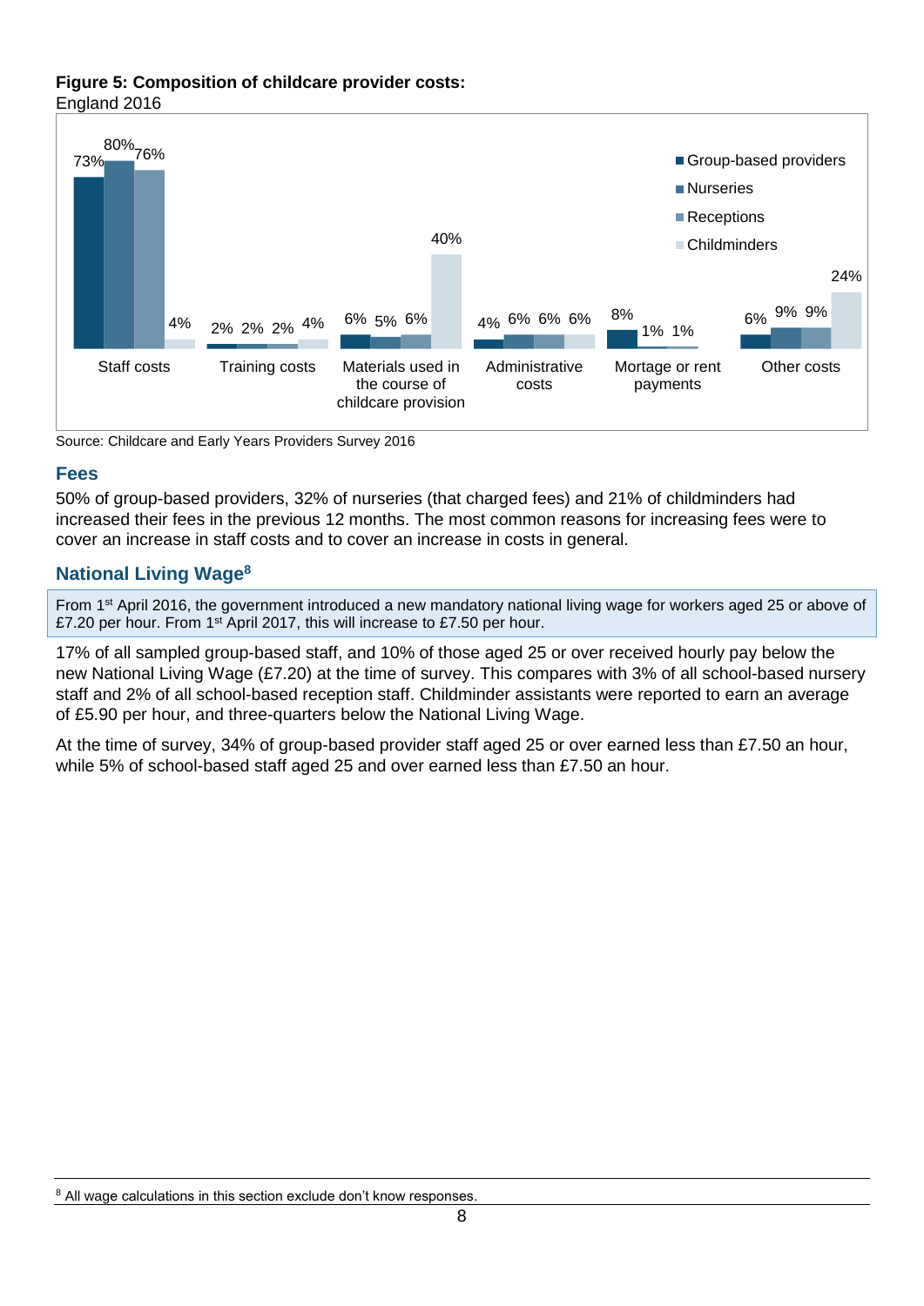**Figure 5: Composition of childcare provider costs:**
England 2016

| | Group-based providers | Nurseries | Receptions | Childminders |
|---|---|---|---|---|
| Staff costs | 73% | 80% | 76% | 4% |
| Training costs | 2% | 2% | 2% | 4% |
| Materials used in the course of childcare provision | 6% | 5% | 6% | 40% |
| Administrative costs | 4% | 6% | 6% | 6% |
| Mortage or rent payments | 8% | 1% | 1% | |
| Other costs | 6% | 9% | 9% | 24% |

Source: Childcare and Early Years Providers Survey 2016

## Fees

50% of group-based providers, 32% of nurseries (that charged fees) and 21% of childminders had increased their fees in the previous 12 months. The most common reasons for increasing fees were to cover an increase in staff costs and to cover an increase in costs in general.

## National Living Wage[8]

From 1st April 2016, the government introduced a new mandatory national living wage for workers aged 25 or above of £7.20 per hour. From 1st April 2017, this will increase to £7.50 per hour.

17% of all sampled group-based staff, and 10% of those aged 25 or over received hourly pay below the new National Living Wage (£7.20) at the time of survey. This compares with 3% of all school-based nursery staff and 2% of all school-based reception staff. Childminder assistants were reported to earn an average of £5.90 per hour, and three-quarters below the National Living Wage.

At the time of survey, 34% of group-based provider staff aged 25 or over earned less than £7.50 an hour, while 5% of school-based staff aged 25 and over earned less than £7.50 an hour.

[8] All wage calculations in this section exclude don't know responses.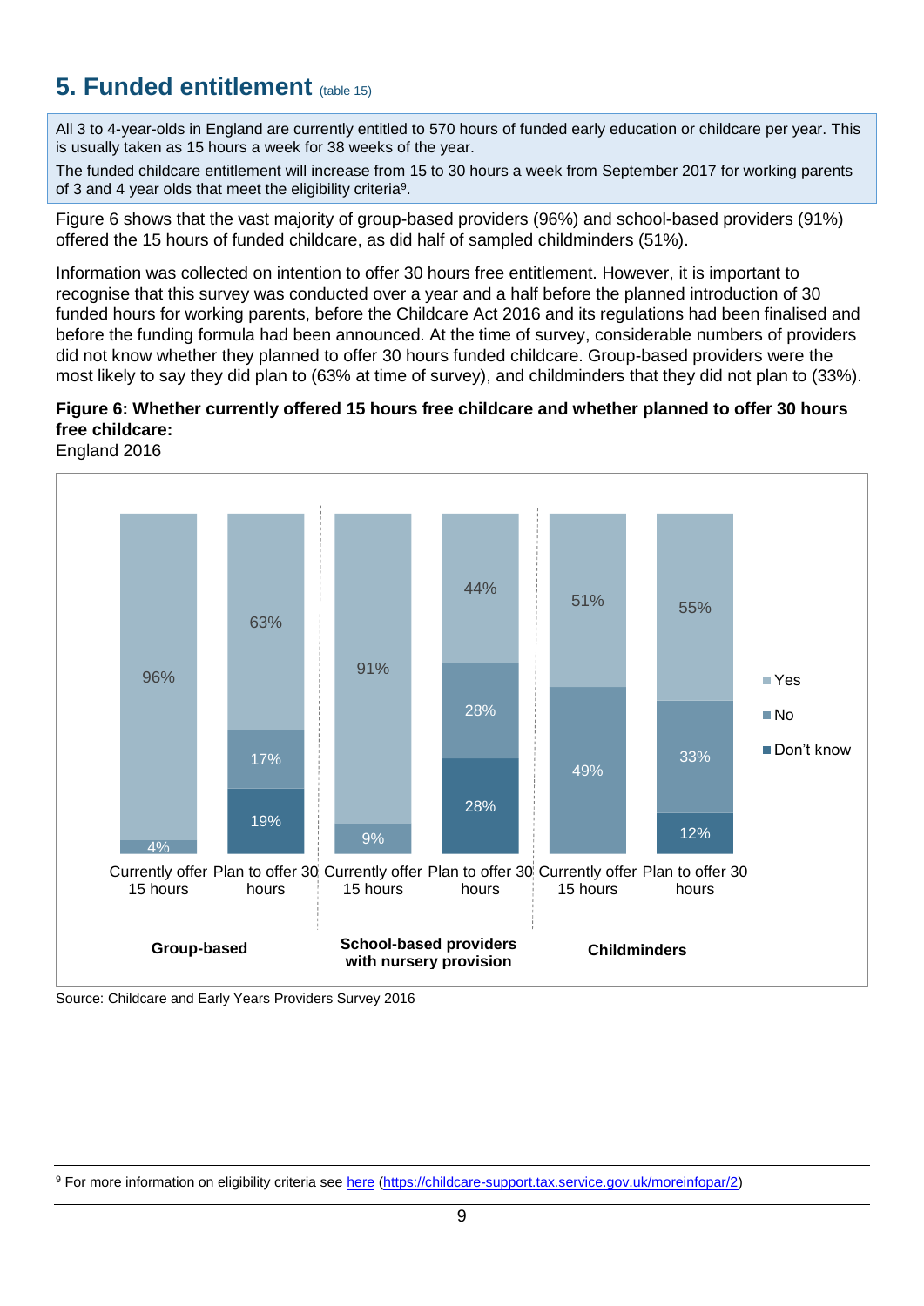## 5. Funded entitlement (table 15)

All 3 to 4-year-olds in England are currently entitled to 570 hours of funded early education or childcare per year. This is usually taken as 15 hours a week for 38 weeks of the year.

The funded childcare entitlement will increase from 15 to 30 hours a week from September 2017 for working parents of 3 and 4 year olds that meet the eligibility criteria[9].

Figure 6 shows that the vast majority of group-based providers (96%) and school-based providers (91%) offered the 15 hours of funded childcare, as did half of sampled childminders (51%).

Information was collected on intention to offer 30 hours free entitlement. However, it is important to recognise that this survey was conducted over a year and a half before the planned introduction of 30 funded hours for working parents, before the Childcare Act 2016 and its regulations had been finalised and before the funding formula had been announced. At the time of survey, considerable numbers of providers did not know whether they planned to offer 30 hours funded childcare. Group-based providers were the most likely to say they did plan to (63% at time of survey), and childminders that they did not plan to (33%).

**Figure 6: Whether currently offered 15 hours free childcare and whether planned to offer 30 hours free childcare:**
England 2016

| Provider type | Measure | Yes | No | Don't know |
|---|---|---|---|---|
| Group-based | Currently offer 15 hours | 96% | 4% | |
| | Plan to offer 30 hours | 63% | 17% | 19% |
| School-based providers with nursery provision | Currently offer 15 hours | 91% | 9% | |
| | Plan to offer 30 hours | 44% | 28% | 28% |
| Childminders | Currently offer 15 hours | 51% | 49% | |
| | Plan to offer 30 hours | 55% | 33% | 12% |

Source: Childcare and Early Years Providers Survey 2016

[9] For more information on eligibility criteria see here (https://childcare-support.tax.service.gov.uk/moreinfopar/2)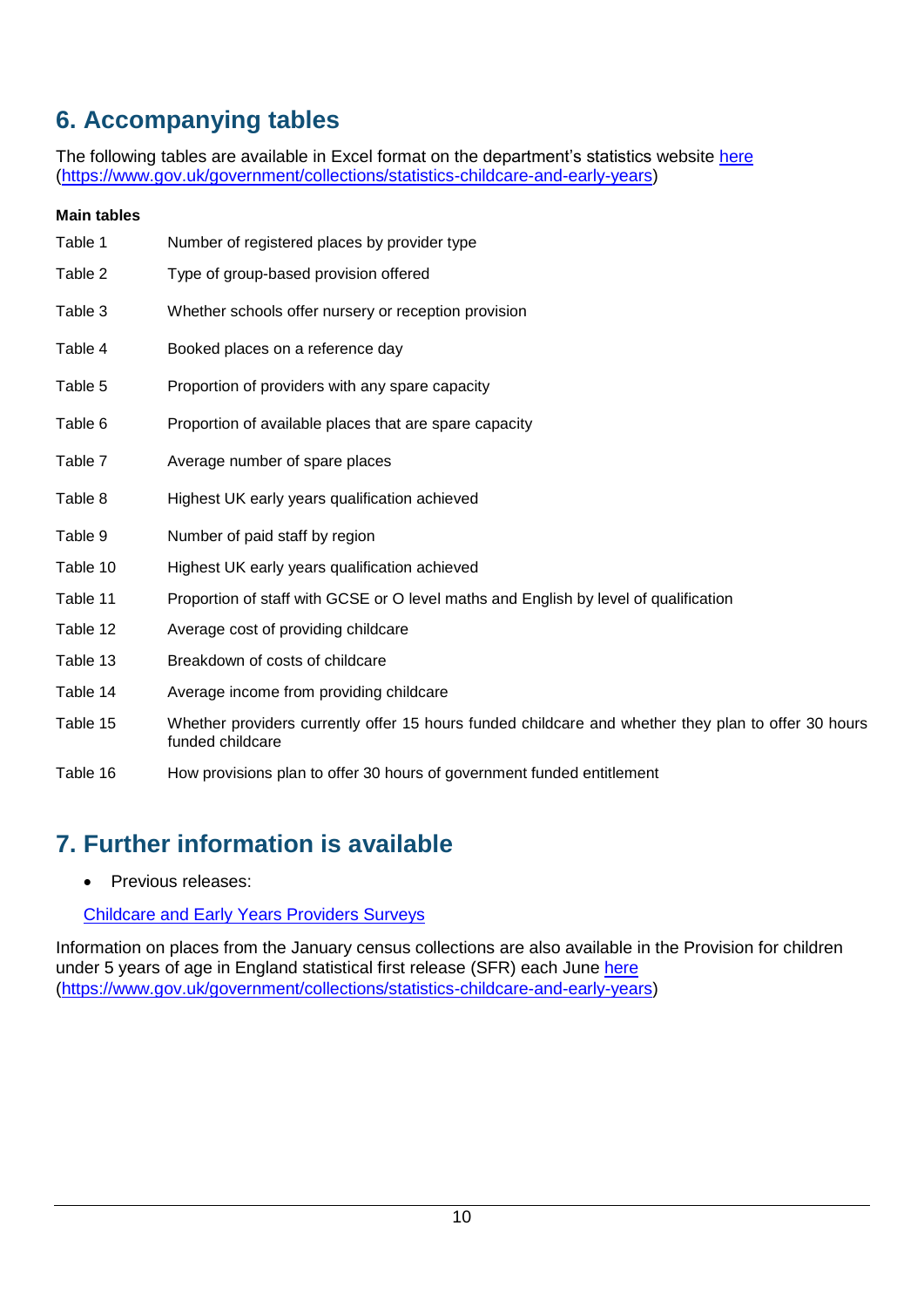## 6. Accompanying tables

The following tables are available in Excel format on the department's statistics website [here](https://www.gov.uk/government/collections/statistics-childcare-and-early-years) (https://www.gov.uk/government/collections/statistics-childcare-and-early-years)

**Main tables**

| | |
|---|---|
| Table 1 | Number of registered places by provider type |
| Table 2 | Type of group-based provision offered |
| Table 3 | Whether schools offer nursery or reception provision |
| Table 4 | Booked places on a reference day |
| Table 5 | Proportion of providers with any spare capacity |
| Table 6 | Proportion of available places that are spare capacity |
| Table 7 | Average number of spare places |
| Table 8 | Highest UK early years qualification achieved |
| Table 9 | Number of paid staff by region |
| Table 10 | Highest UK early years qualification achieved |
| Table 11 | Proportion of staff with GCSE or O level maths and English by level of qualification |
| Table 12 | Average cost of providing childcare |
| Table 13 | Breakdown of costs of childcare |
| Table 14 | Average income from providing childcare |
| Table 15 | Whether providers currently offer 15 hours funded childcare and whether they plan to offer 30 hours funded childcare |
| Table 16 | How provisions plan to offer 30 hours of government funded entitlement |

## 7. Further information is available

- Previous releases:

  Childcare and Early Years Providers Surveys

Information on places from the January census collections are also available in the Provision for children under 5 years of age in England statistical first release (SFR) each June [here](https://www.gov.uk/government/collections/statistics-childcare-and-early-years) (https://www.gov.uk/government/collections/statistics-childcare-and-early-years)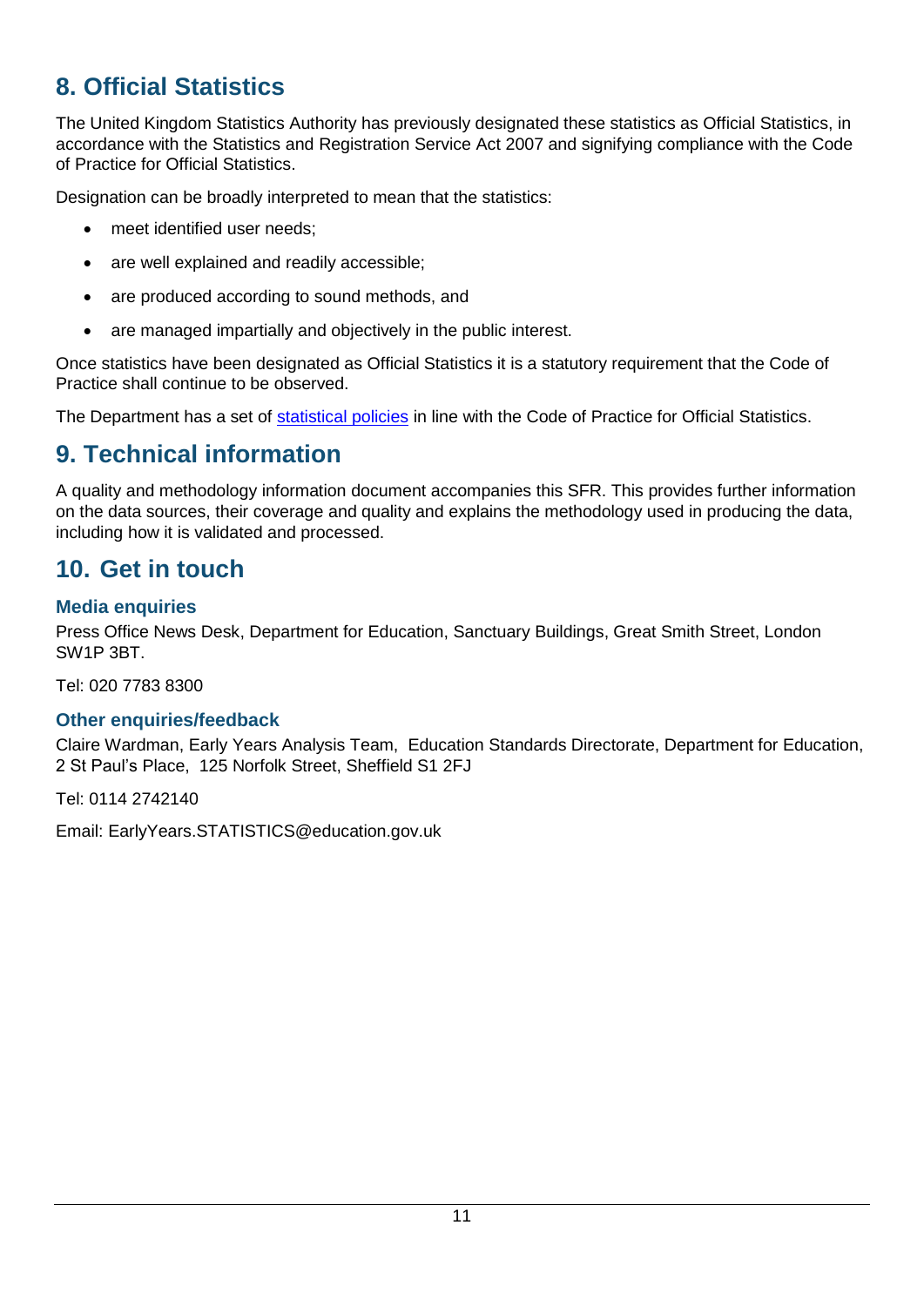## 8. Official Statistics

The United Kingdom Statistics Authority has previously designated these statistics as Official Statistics, in accordance with the Statistics and Registration Service Act 2007 and signifying compliance with the Code of Practice for Official Statistics.

Designation can be broadly interpreted to mean that the statistics:

- meet identified user needs;
- are well explained and readily accessible;
- are produced according to sound methods, and
- are managed impartially and objectively in the public interest.

Once statistics have been designated as Official Statistics it is a statutory requirement that the Code of Practice shall continue to be observed.

The Department has a set of statistical policies in line with the Code of Practice for Official Statistics.

## 9. Technical information

A quality and methodology information document accompanies this SFR. This provides further information on the data sources, their coverage and quality and explains the methodology used in producing the data, including how it is validated and processed.

## 10. Get in touch

### Media enquiries

Press Office News Desk, Department for Education, Sanctuary Buildings, Great Smith Street, London SW1P 3BT.

Tel: 020 7783 8300

### Other enquiries/feedback

Claire Wardman, Early Years Analysis Team, Education Standards Directorate, Department for Education, 2 St Paul's Place, 125 Norfolk Street, Sheffield S1 2FJ

Tel: 0114 2742140

Email: EarlyYears.STATISTICS@education.gov.uk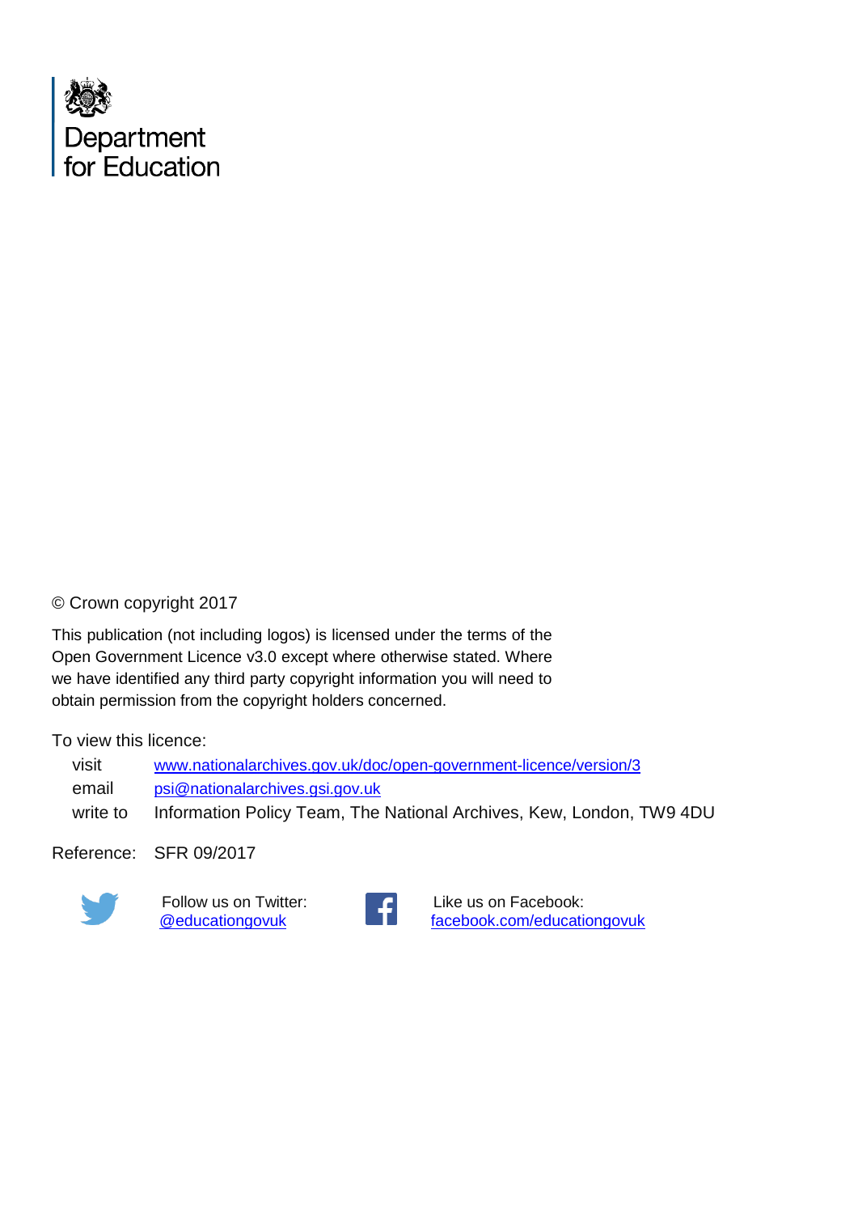Department for Education

© Crown copyright 2017

This publication (not including logos) is licensed under the terms of the Open Government Licence v3.0 except where otherwise stated. Where we have identified any third party copyright information you will need to obtain permission from the copyright holders concerned.

To view this licence:

| | |
|---|---|
| visit | www.nationalarchives.gov.uk/doc/open-government-licence/version/3 |
| email | psi@nationalarchives.gsi.gov.uk |
| write to | Information Policy Team, The National Archives, Kew, London, TW9 4DU |

Reference: SFR 09/2017

Follow us on Twitter: @educationgovuk

Like us on Facebook: facebook.com/educationgovuk